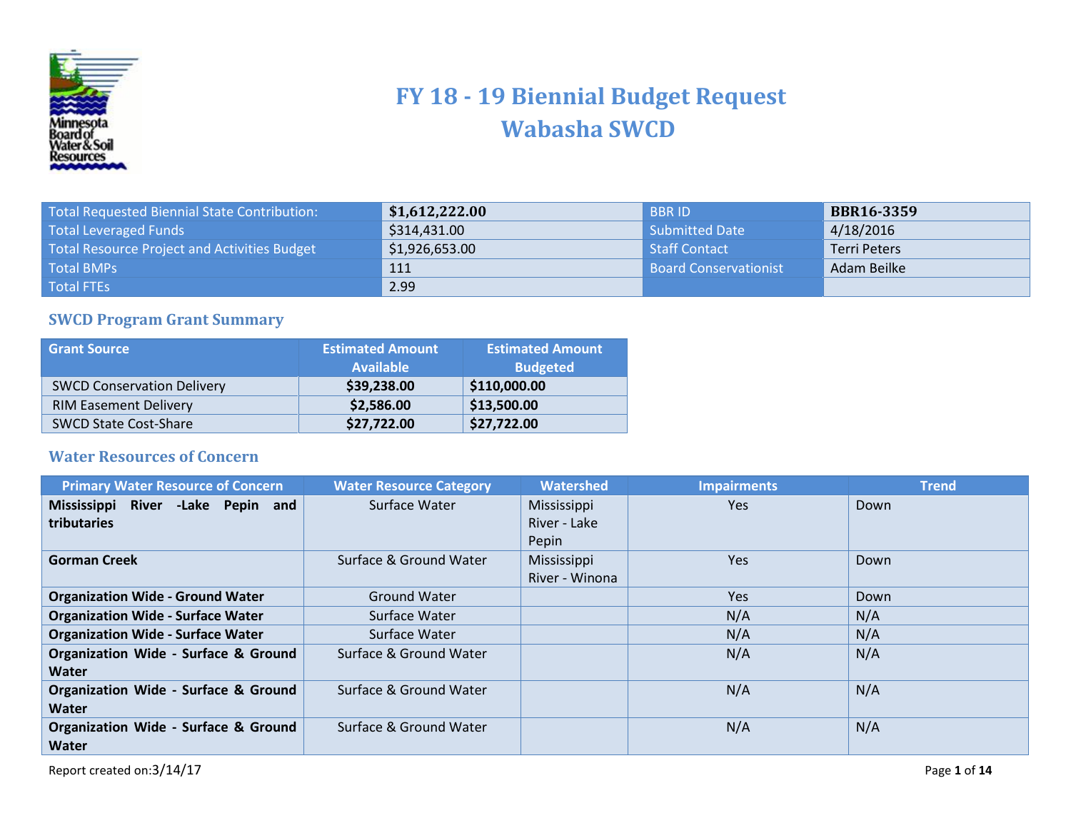# FY 18 - 19 Biennial Budget Request
# Wabasha SWCD

| Total Requested Biennial State Contribution: | **$1,612,222.00** | BBR ID | **BBR16-3359** |
|---|---|---|---|
| Total Leveraged Funds | $314,431.00 | Submitted Date | 4/18/2016 |
| Total Resource Project and Activities Budget | $1,926,653.00 | Staff Contact | Terri Peters |
| Total BMPs | 111 | Board Conservationist | Adam Beilke |
| Total FTEs | 2.99 | | |

## SWCD Program Grant Summary

| Grant Source | Estimated Amount Available | Estimated Amount Budgeted |
|---|---|---|
| SWCD Conservation Delivery | **$39,238.00** | **$110,000.00** |
| RIM Easement Delivery | **$2,586.00** | **$13,500.00** |
| SWCD State Cost-Share | **$27,722.00** | **$27,722.00** |

## Water Resources of Concern

| Primary Water Resource of Concern | Water Resource Category | Watershed | Impairments | Trend |
|---|---|---|---|---|
| **Mississippi River -Lake Pepin and tributaries** | Surface Water | Mississippi River - Lake Pepin | Yes | Down |
| **Gorman Creek** | Surface & Ground Water | Mississippi River - Winona | Yes | Down |
| **Organization Wide - Ground Water** | Ground Water | | Yes | Down |
| **Organization Wide - Surface Water** | Surface Water | | N/A | N/A |
| **Organization Wide - Surface Water** | Surface Water | | N/A | N/A |
| **Organization Wide - Surface & Ground Water** | Surface & Ground Water | | N/A | N/A |
| **Organization Wide - Surface & Ground Water** | Surface & Ground Water | | N/A | N/A |
| **Organization Wide - Surface & Ground Water** | Surface & Ground Water | | N/A | N/A |

Report created on:3/14/17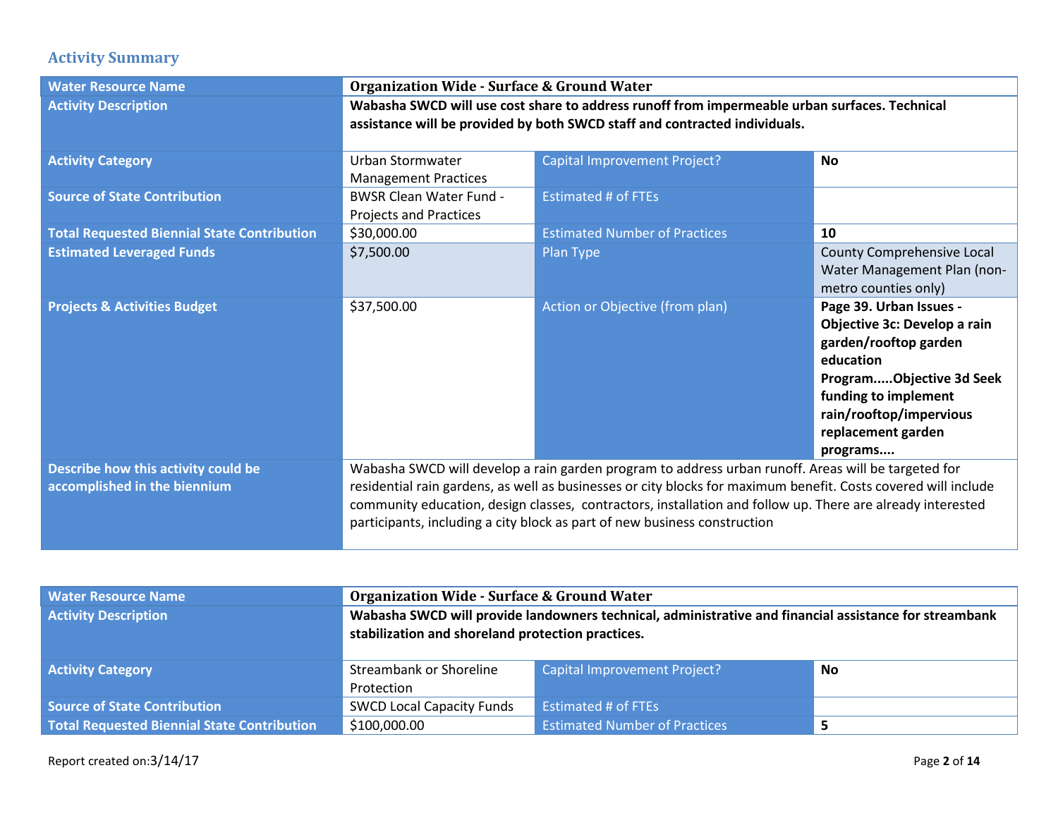## Activity Summary

| Water Resource Name | Organization Wide - Surface & Ground Water | | |
|---|---|---|---|
| Activity Description | **Wabasha SWCD will use cost share to address runoff from impermeable urban surfaces. Technical assistance will be provided by both SWCD staff and contracted individuals.** | | |
| Activity Category | Urban Stormwater Management Practices | Capital Improvement Project? | **No** |
| Source of State Contribution | BWSR Clean Water Fund - Projects and Practices | Estimated # of FTEs | |
| Total Requested Biennial State Contribution | $30,000.00 | Estimated Number of Practices | **10** |
| Estimated Leveraged Funds | $7,500.00 | Plan Type | County Comprehensive Local Water Management Plan (non-metro counties only) |
| Projects & Activities Budget | $37,500.00 | Action or Objective (from plan) | **Page 39. Urban Issues - Objective 3c: Develop a rain garden/rooftop garden education Program.....Objective 3d Seek funding to implement rain/rooftop/impervious replacement garden programs....** |
| Describe how this activity could be accomplished in the biennium | Wabasha SWCD will develop a rain garden program to address urban runoff. Areas will be targeted for residential rain gardens, as well as businesses or city blocks for maximum benefit. Costs covered will include community education, design classes, contractors, installation and follow up. There are already interested participants, including a city block as part of new business construction | | |

| Water Resource Name | Organization Wide - Surface & Ground Water | | |
|---|---|---|---|
| Activity Description | **Wabasha SWCD will provide landowners technical, administrative and financial assistance for streambank stabilization and shoreland protection practices.** | | |
| Activity Category | Streambank or Shoreline Protection | Capital Improvement Project? | **No** |
| Source of State Contribution | SWCD Local Capacity Funds | Estimated # of FTEs | |
| Total Requested Biennial State Contribution | $100,000.00 | Estimated Number of Practices | **5** |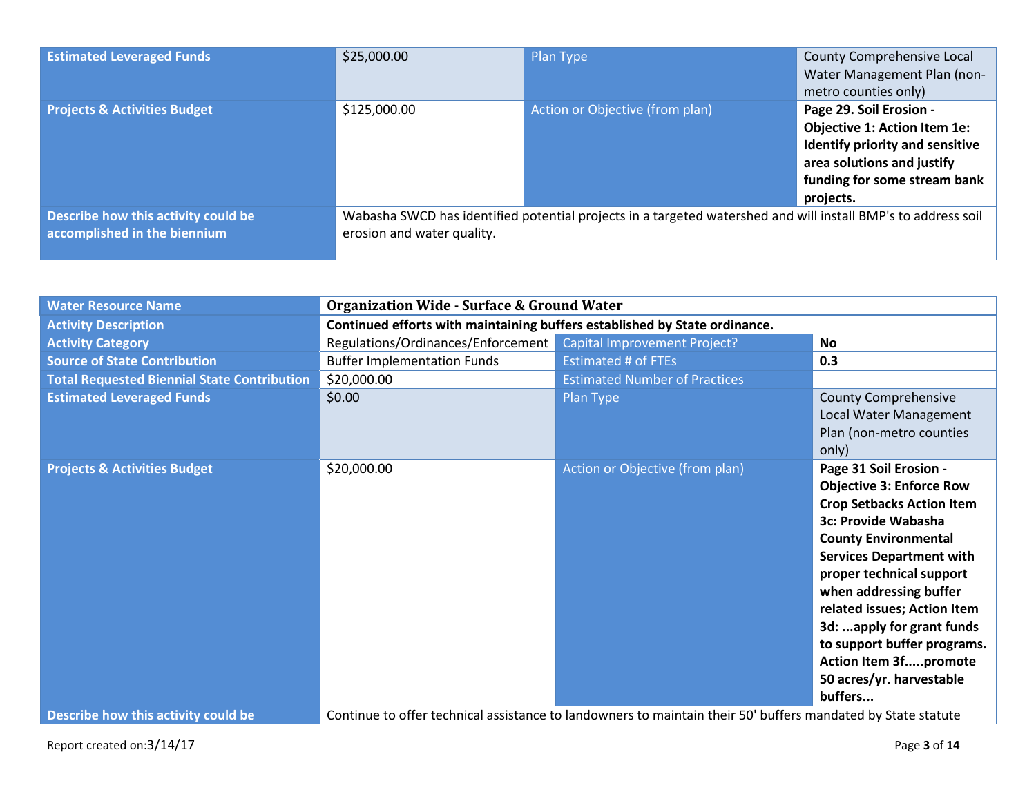| | | | |
|---|---|---|---|
| **Estimated Leveraged Funds** | $25,000.00 | Plan Type | County Comprehensive Local Water Management Plan (non-metro counties only) |
| **Projects & Activities Budget** | $125,000.00 | Action or Objective (from plan) | **Page 29. Soil Erosion - Objective 1: Action Item 1e: Identify priority and sensitive area solutions and justify funding for some stream bank projects.** |
| **Describe how this activity could be accomplished in the biennium** | Wabasha SWCD has identified potential projects in a targeted watershed and will install BMP's to address soil erosion and water quality. | | |

| | | | |
|---|---|---|---|
| **Water Resource Name** | **Organization Wide - Surface & Ground Water** | | |
| **Activity Description** | **Continued efforts with maintaining buffers established by State ordinance.** | | |
| **Activity Category** | Regulations/Ordinances/Enforcement | Capital Improvement Project? | **No** |
| **Source of State Contribution** | Buffer Implementation Funds | Estimated # of FTEs | **0.3** |
| **Total Requested Biennial State Contribution** | $20,000.00 | Estimated Number of Practices | |
| **Estimated Leveraged Funds** | $0.00 | Plan Type | County Comprehensive Local Water Management Plan (non-metro counties only) |
| **Projects & Activities Budget** | $20,000.00 | Action or Objective (from plan) | **Page 31 Soil Erosion - Objective 3: Enforce Row Crop Setbacks Action Item 3c: Provide Wabasha County Environmental Services Department with proper technical support when addressing buffer related issues; Action Item 3d: ...apply for grant funds to support buffer programs. Action Item 3f.....promote 50 acres/yr. harvestable buffers...** |
| **Describe how this activity could be** | Continue to offer technical assistance to landowners to maintain their 50' buffers mandated by State statute | | |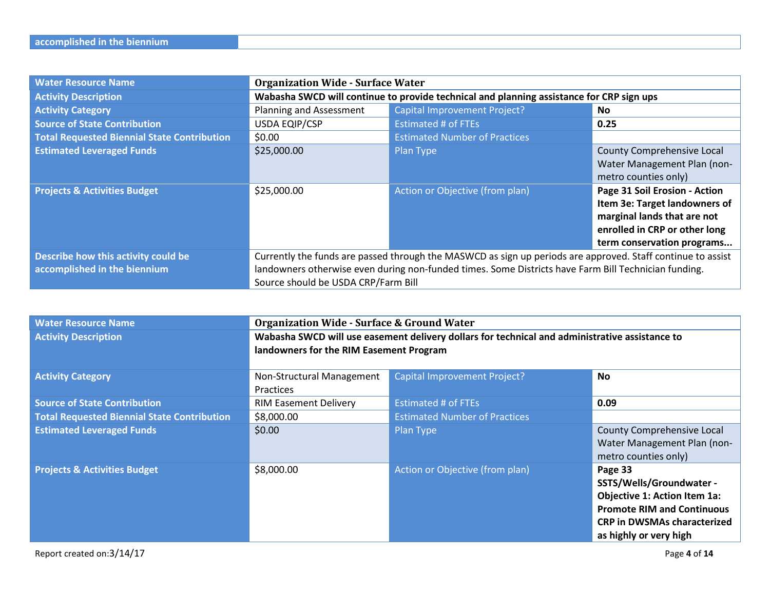| accomplished in the biennium | |
|---|---|

| Water Resource Name | **Organization Wide - Surface Water** | | |
|---|---|---|---|
| Activity Description | **Wabasha SWCD will continue to provide technical and planning assistance for CRP sign ups** | | |
| Activity Category | Planning and Assessment | Capital Improvement Project? | **No** |
| Source of State Contribution | USDA EQIP/CSP | Estimated # of FTEs | **0.25** |
| Total Requested Biennial State Contribution | $0.00 | Estimated Number of Practices | |
| Estimated Leveraged Funds | $25,000.00 | Plan Type | County Comprehensive Local Water Management Plan (non-metro counties only) |
| Projects & Activities Budget | $25,000.00 | Action or Objective (from plan) | **Page 31 Soil Erosion - Action Item 3e: Target landowners of marginal lands that are not enrolled in CRP or other long term conservation programs...** |
| Describe how this activity could be accomplished in the biennium | Currently the funds are passed through the MASWCD as sign up periods are approved. Staff continue to assist landowners otherwise even during non-funded times. Some Districts have Farm Bill Technician funding. Source should be USDA CRP/Farm Bill | | |

| Water Resource Name | **Organization Wide - Surface & Ground Water** | | |
|---|---|---|---|
| Activity Description | **Wabasha SWCD will use easement delivery dollars for technical and administrative assistance to landowners for the RIM Easement Program** | | |
| Activity Category | Non-Structural Management Practices | Capital Improvement Project? | **No** |
| Source of State Contribution | RIM Easement Delivery | Estimated # of FTEs | **0.09** |
| Total Requested Biennial State Contribution | $8,000.00 | Estimated Number of Practices | |
| Estimated Leveraged Funds | $0.00 | Plan Type | County Comprehensive Local Water Management Plan (non-metro counties only) |
| Projects & Activities Budget | $8,000.00 | Action or Objective (from plan) | **Page 33 SSTS/Wells/Groundwater - Objective 1: Action Item 1a: Promote RIM and Continuous CRP in DWSMAs characterized as highly or very high** |

Report created on:3/14/17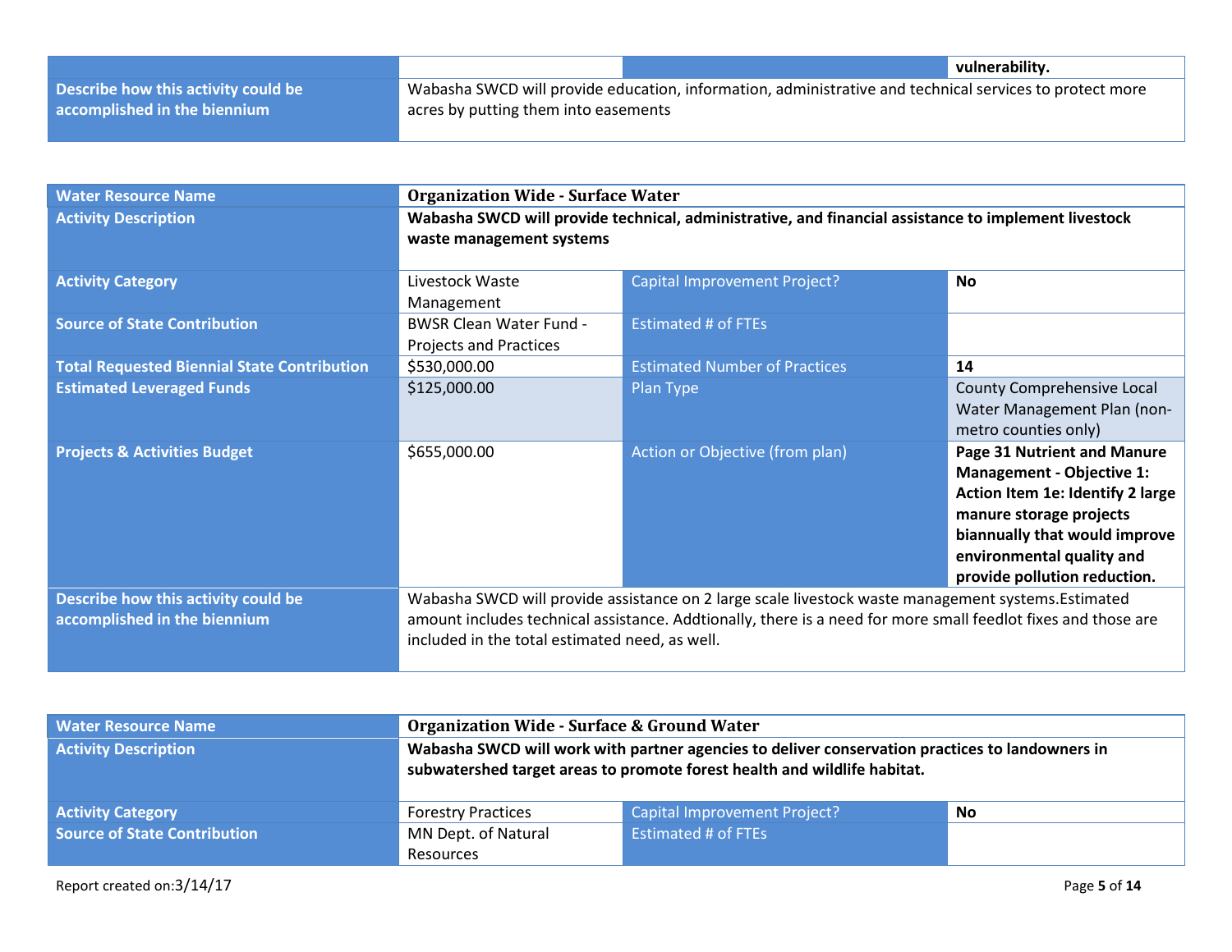| | | | vulnerability. |
|---|---|---|---|
| Describe how this activity could be accomplished in the biennium | Wabasha SWCD will provide education, information, administrative and technical services to protect more acres by putting them into easements | | |

| Water Resource Name | Organization Wide - Surface Water | | |
|---|---|---|---|
| Activity Description | **Wabasha SWCD will provide technical, administrative, and financial assistance to implement livestock waste management systems** | | |
| Activity Category | Livestock Waste Management | Capital Improvement Project? | **No** |
| Source of State Contribution | BWSR Clean Water Fund - Projects and Practices | Estimated # of FTEs | |
| Total Requested Biennial State Contribution | $530,000.00 | Estimated Number of Practices | **14** |
| Estimated Leveraged Funds | $125,000.00 | Plan Type | County Comprehensive Local Water Management Plan (non-metro counties only) |
| Projects & Activities Budget | $655,000.00 | Action or Objective (from plan) | **Page 31 Nutrient and Manure Management - Objective 1: Action Item 1e: Identify 2 large manure storage projects biannually that would improve environmental quality and provide pollution reduction.** |
| Describe how this activity could be accomplished in the biennium | Wabasha SWCD will provide assistance on 2 large scale livestock waste management systems.Estimated amount includes technical assistance. Addtionally, there is a need for more small feedlot fixes and those are included in the total estimated need, as well. | | |

| Water Resource Name | Organization Wide - Surface & Ground Water | | |
|---|---|---|---|
| Activity Description | **Wabasha SWCD will work with partner agencies to deliver conservation practices to landowners in subwatershed target areas to promote forest health and wildlife habitat.** | | |
| Activity Category | Forestry Practices | Capital Improvement Project? | **No** |
| Source of State Contribution | MN Dept. of Natural Resources | Estimated # of FTEs | |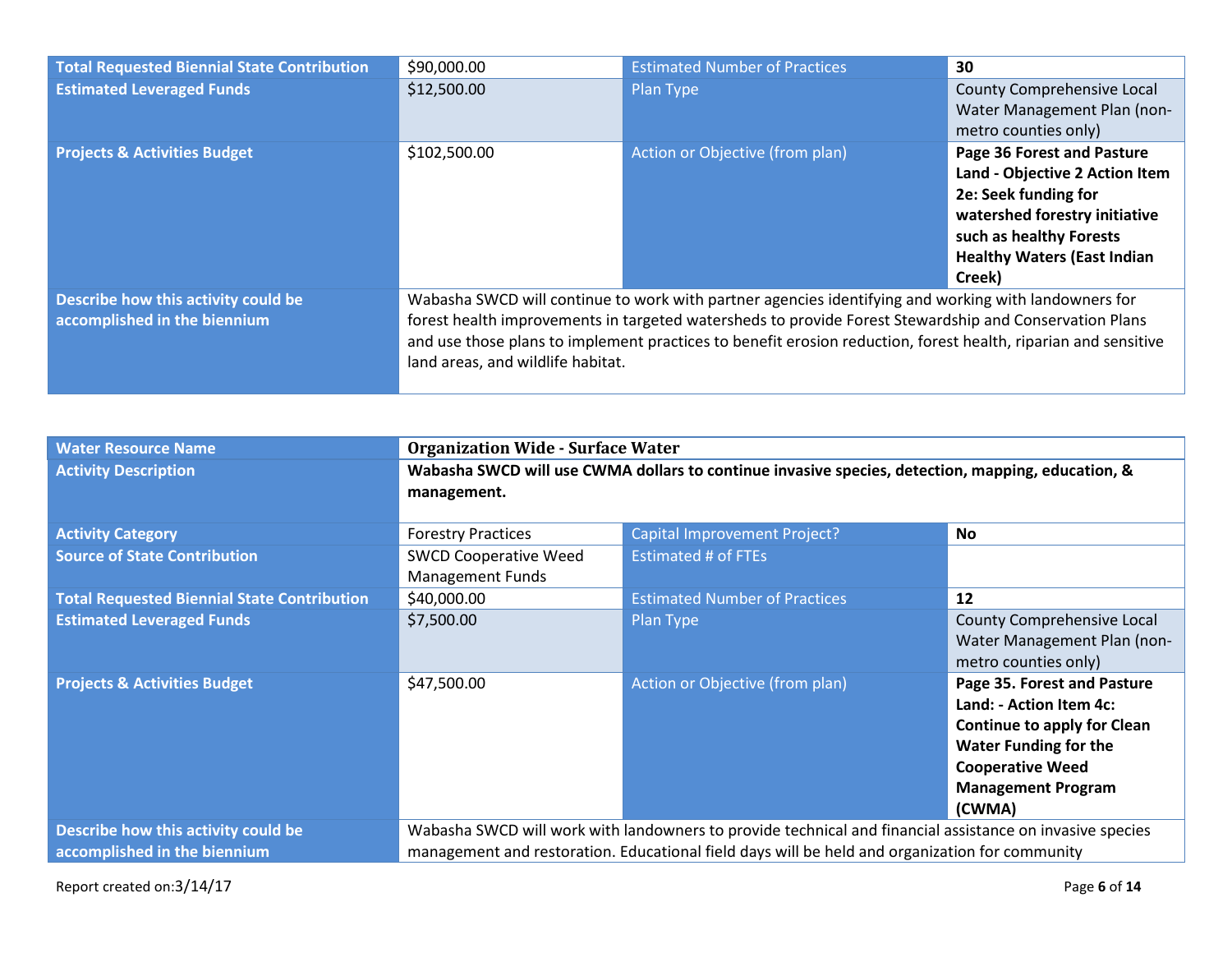| | | | |
|---|---|---|---|
| **Total Requested Biennial State Contribution** | $90,000.00 | Estimated Number of Practices | **30** |
| **Estimated Leveraged Funds** | $12,500.00 | Plan Type | County Comprehensive Local Water Management Plan (non-metro counties only) |
| **Projects & Activities Budget** | $102,500.00 | Action or Objective (from plan) | **Page 36 Forest and Pasture Land - Objective 2 Action Item 2e: Seek funding for watershed forestry initiative such as healthy Forests Healthy Waters (East Indian Creek)** |
| **Describe how this activity could be accomplished in the biennium** | Wabasha SWCD will continue to work with partner agencies identifying and working with landowners for forest health improvements in targeted watersheds to provide Forest Stewardship and Conservation Plans and use those plans to implement practices to benefit erosion reduction, forest health, riparian and sensitive land areas, and wildlife habitat. | | |

| | | | |
|---|---|---|---|
| **Water Resource Name** | **Organization Wide - Surface Water** | | |
| **Activity Description** | **Wabasha SWCD will use CWMA dollars to continue invasive species, detection, mapping, education, & management.** | | |
| **Activity Category** | Forestry Practices | Capital Improvement Project? | **No** |
| **Source of State Contribution** | SWCD Cooperative Weed Management Funds | Estimated # of FTEs | |
| **Total Requested Biennial State Contribution** | $40,000.00 | Estimated Number of Practices | **12** |
| **Estimated Leveraged Funds** | $7,500.00 | Plan Type | County Comprehensive Local Water Management Plan (non-metro counties only) |
| **Projects & Activities Budget** | $47,500.00 | Action or Objective (from plan) | **Page 35. Forest and Pasture Land: - Action Item 4c: Continue to apply for Clean Water Funding for the Cooperative Weed Management Program (CWMA)** |
| **Describe how this activity could be accomplished in the biennium** | Wabasha SWCD will work with landowners to provide technical and financial assistance on invasive species management and restoration. Educational field days will be held and organization for community | | |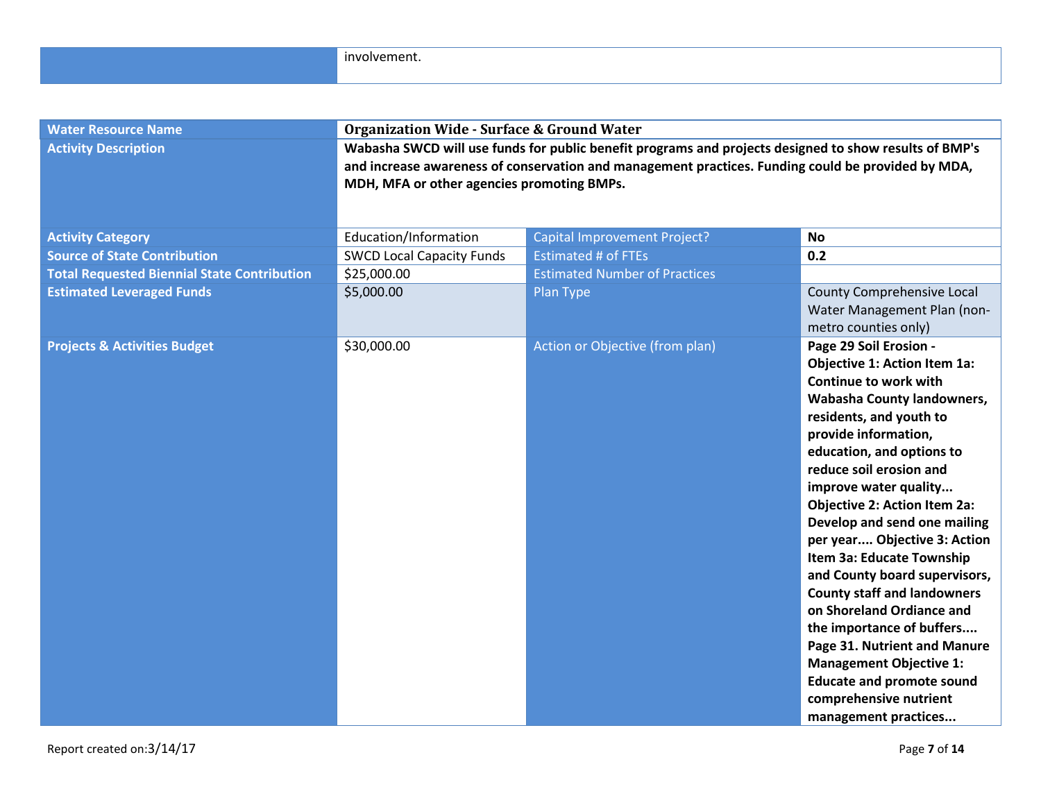| | |
|---|---|
| | involvement. |

| | | | |
|---|---|---|---|
| **Water Resource Name** | **Organization Wide - Surface & Ground Water** | | |
| **Activity Description** | **Wabasha SWCD will use funds for public benefit programs and projects designed to show results of BMP's and increase awareness of conservation and management practices. Funding could be provided by MDA, MDH, MFA or other agencies promoting BMPs.** | | |
| **Activity Category** | Education/Information | Capital Improvement Project? | **No** |
| **Source of State Contribution** | SWCD Local Capacity Funds | Estimated # of FTEs | **0.2** |
| **Total Requested Biennial State Contribution** | $25,000.00 | Estimated Number of Practices | |
| **Estimated Leveraged Funds** | $5,000.00 | Plan Type | County Comprehensive Local Water Management Plan (non-metro counties only) |
| **Projects & Activities Budget** | $30,000.00 | Action or Objective (from plan) | **Page 29 Soil Erosion - Objective 1: Action Item 1a: Continue to work with Wabasha County landowners, residents, and youth to provide information, education, and options to reduce soil erosion and improve water quality... Objective 2: Action Item 2a: Develop and send one mailing per year.... Objective 3: Action Item 3a: Educate Township and County board supervisors, County staff and landowners on Shoreland Ordiance and the importance of buffers.... Page 31. Nutrient and Manure Management Objective 1: Educate and promote sound comprehensive nutrient management practices...** |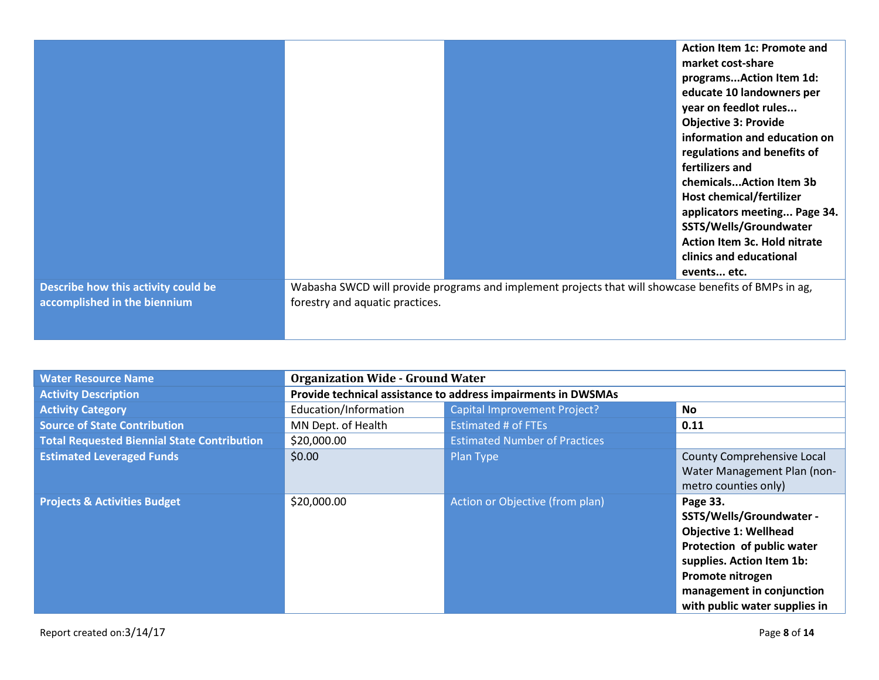| | | | |
|---|---|---|---|
| | | | **Action Item 1c: Promote and market cost-share programs...Action Item 1d: educate 10 landowners per year on feedlot rules... Objective 3: Provide information and education on regulations and benefits of fertilizers and chemicals...Action Item 3b Host chemical/fertilizer applicators meeting... Page 34. SSTS/Wells/Groundwater Action Item 3c. Hold nitrate clinics and educational events... etc.** |
| **Describe how this activity could be accomplished in the biennium** | Wabasha SWCD will provide programs and implement projects that will showcase benefits of BMPs in ag, forestry and aquatic practices. | | |

| | | | |
|---|---|---|---|
| **Water Resource Name** | **Organization Wide - Ground Water** | | |
| **Activity Description** | **Provide technical assistance to address impairments in DWSMAs** | | |
| **Activity Category** | Education/Information | Capital Improvement Project? | **No** |
| **Source of State Contribution** | MN Dept. of Health | Estimated # of FTEs | **0.11** |
| **Total Requested Biennial State Contribution** | $20,000.00 | Estimated Number of Practices | |
| **Estimated Leveraged Funds** | $0.00 | Plan Type | County Comprehensive Local Water Management Plan (non-metro counties only) |
| **Projects & Activities Budget** | $20,000.00 | Action or Objective (from plan) | **Page 33. SSTS/Wells/Groundwater - Objective 1: Wellhead Protection of public water supplies. Action Item 1b: Promote nitrogen management in conjunction with public water supplies in** |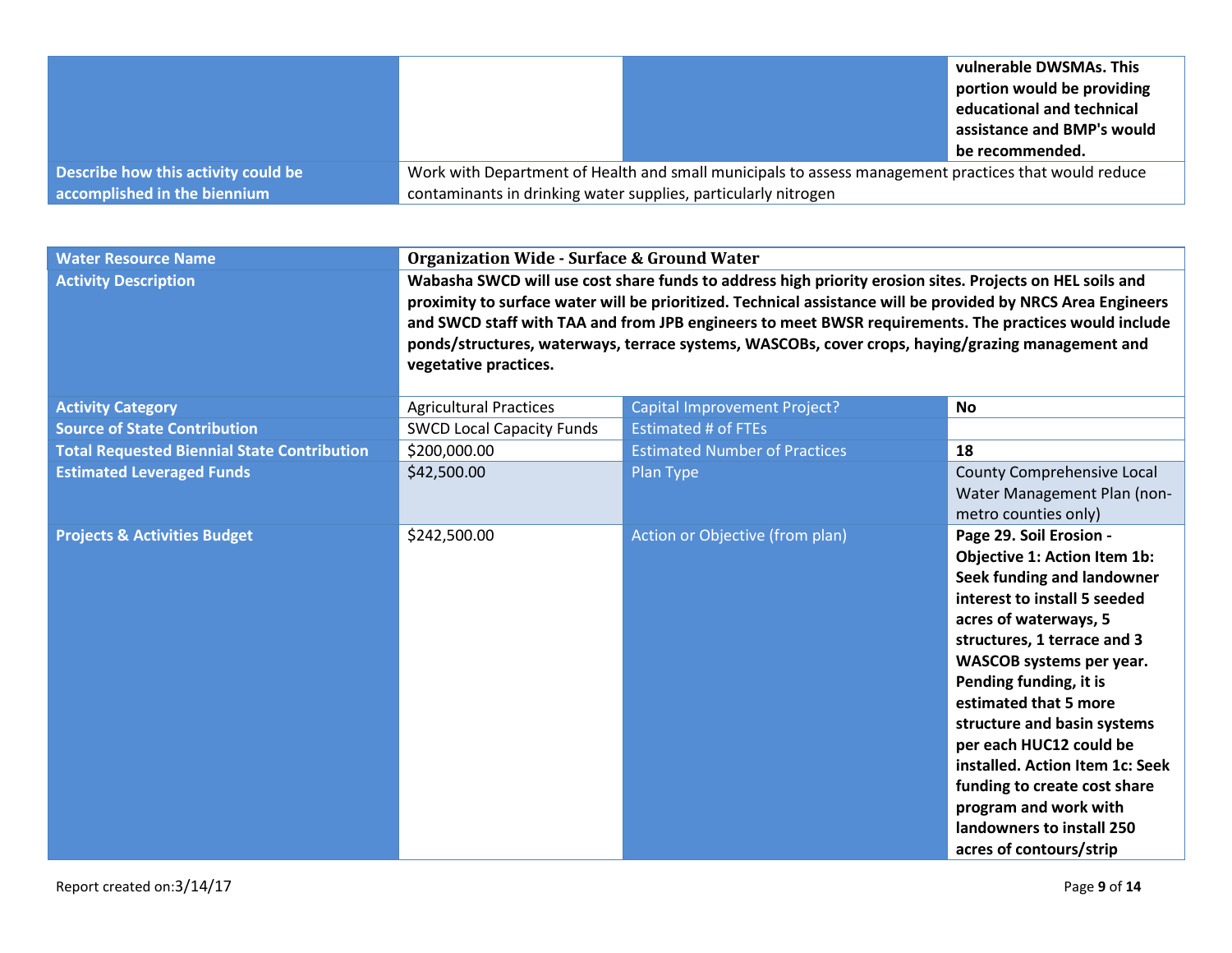| | | | |
|---|---|---|---|
| | | | **vulnerable DWSMAs. This portion would be providing educational and technical assistance and BMP's would be recommended.** |
| Describe how this activity could be accomplished in the biennium | Work with Department of Health and small municipals to assess management practices that would reduce contaminants in drinking water supplies, particularly nitrogen | | |

| Water Resource Name | **Organization Wide - Surface & Ground Water** | | |
|---|---|---|---|
| Activity Description | **Wabasha SWCD will use cost share funds to address high priority erosion sites. Projects on HEL soils and proximity to surface water will be prioritized. Technical assistance will be provided by NRCS Area Engineers and SWCD staff with TAA and from JPB engineers to meet BWSR requirements. The practices would include ponds/structures, waterways, terrace systems, WASCOBs, cover crops, haying/grazing management and vegetative practices.** | | |
| Activity Category | Agricultural Practices | Capital Improvement Project? | **No** |
| Source of State Contribution | SWCD Local Capacity Funds | Estimated # of FTEs | |
| Total Requested Biennial State Contribution | $200,000.00 | Estimated Number of Practices | **18** |
| Estimated Leveraged Funds | $42,500.00 | Plan Type | County Comprehensive Local Water Management Plan (non-metro counties only) |
| Projects & Activities Budget | $242,500.00 | Action or Objective (from plan) | **Page 29. Soil Erosion - Objective 1: Action Item 1b: Seek funding and landowner interest to install 5 seeded acres of waterways, 5 structures, 1 terrace and 3 WASCOB systems per year. Pending funding, it is estimated that 5 more structure and basin systems per each HUC12 could be installed. Action Item 1c: Seek funding to create cost share program and work with landowners to install 250 acres of contours/strip** |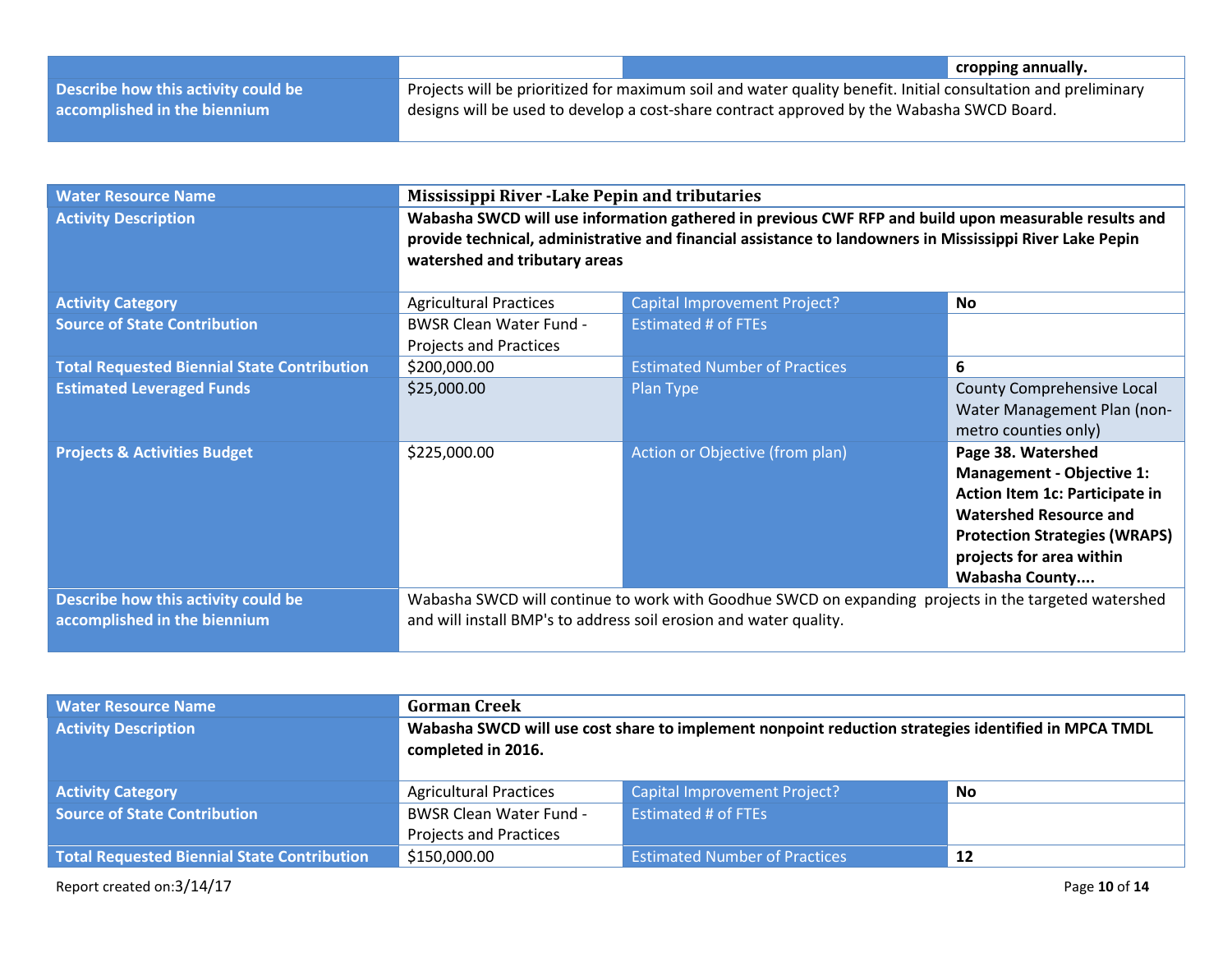| | | | cropping annually. |
|---|---|---|---|
| Describe how this activity could be accomplished in the biennium | Projects will be prioritized for maximum soil and water quality benefit. Initial consultation and preliminary designs will be used to develop a cost-share contract approved by the Wabasha SWCD Board. | | |

| Water Resource Name | Mississippi River -Lake Pepin and tributaries | | |
|---|---|---|---|
| Activity Description | **Wabasha SWCD will use information gathered in previous CWF RFP and build upon measurable results and provide technical, administrative and financial assistance to landowners in Mississippi River Lake Pepin watershed and tributary areas** | | |
| Activity Category | Agricultural Practices | Capital Improvement Project? | **No** |
| Source of State Contribution | BWSR Clean Water Fund - Projects and Practices | Estimated # of FTEs | |
| Total Requested Biennial State Contribution | $200,000.00 | Estimated Number of Practices | **6** |
| Estimated Leveraged Funds | $25,000.00 | Plan Type | County Comprehensive Local Water Management Plan (non-metro counties only) |
| Projects & Activities Budget | $225,000.00 | Action or Objective (from plan) | **Page 38. Watershed Management - Objective 1: Action Item 1c: Participate in Watershed Resource and Protection Strategies (WRAPS) projects for area within Wabasha County....** |
| Describe how this activity could be accomplished in the biennium | Wabasha SWCD will continue to work with Goodhue SWCD on expanding projects in the targeted watershed and will install BMP's to address soil erosion and water quality. | | |

| Water Resource Name | Gorman Creek | | |
|---|---|---|---|
| Activity Description | **Wabasha SWCD will use cost share to implement nonpoint reduction strategies identified in MPCA TMDL completed in 2016.** | | |
| Activity Category | Agricultural Practices | Capital Improvement Project? | **No** |
| Source of State Contribution | BWSR Clean Water Fund - Projects and Practices | Estimated # of FTEs | |
| Total Requested Biennial State Contribution | $150,000.00 | Estimated Number of Practices | **12** |

Report created on:3/14/17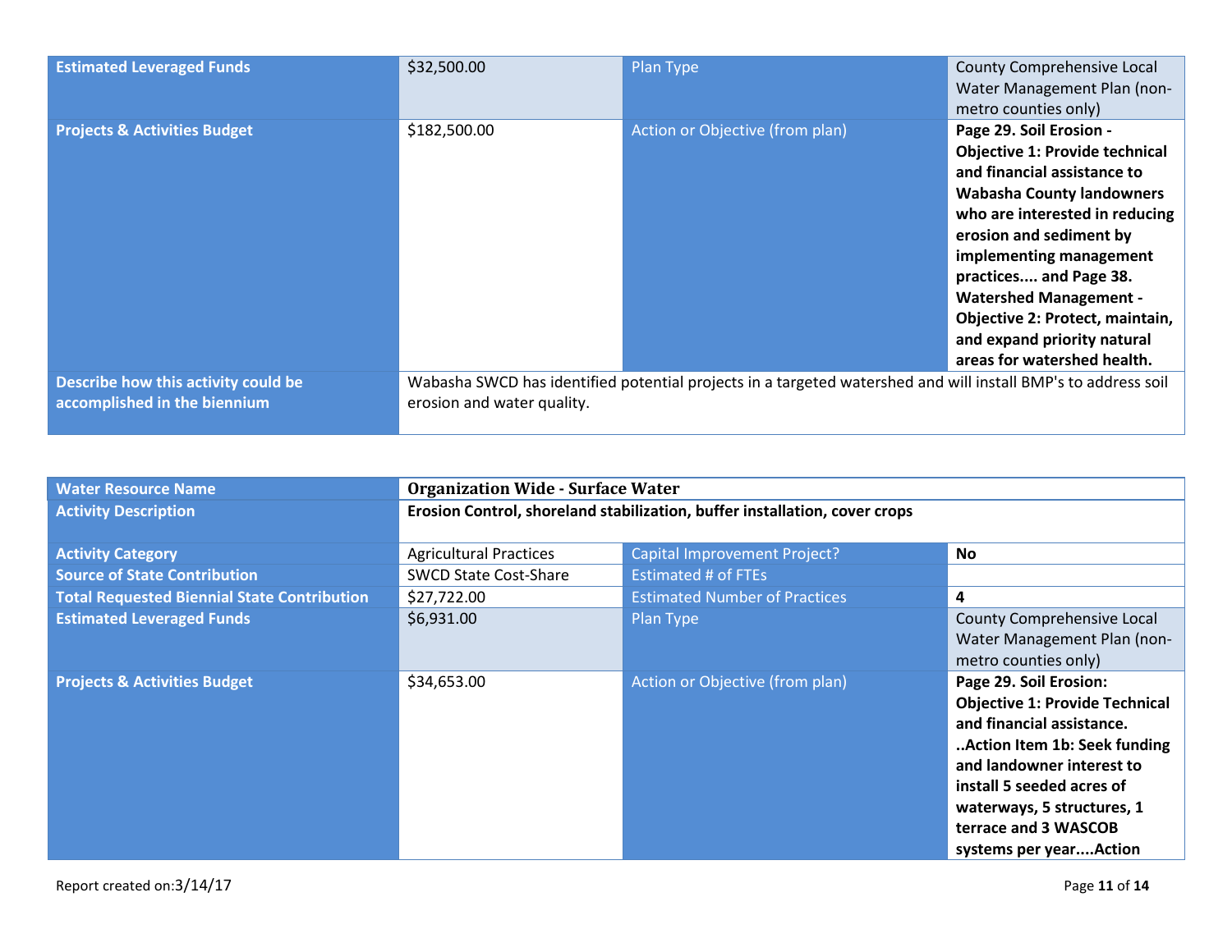| Estimated Leveraged Funds | $32,500.00 | Plan Type | County Comprehensive Local Water Management Plan (non-metro counties only) |
|---|---|---|---|
| Projects & Activities Budget | $182,500.00 | Action or Objective (from plan) | **Page 29. Soil Erosion - Objective 1: Provide technical and financial assistance to Wabasha County landowners who are interested in reducing erosion and sediment by implementing management practices.... and Page 38. Watershed Management - Objective 2: Protect, maintain, and expand priority natural areas for watershed health.** |
| Describe how this activity could be accomplished in the biennium | Wabasha SWCD has identified potential projects in a targeted watershed and will install BMP's to address soil erosion and water quality. | | |

| Water Resource Name | **Organization Wide - Surface Water** | | |
|---|---|---|---|
| Activity Description | **Erosion Control, shoreland stabilization, buffer installation, cover crops** | | |
| Activity Category | Agricultural Practices | Capital Improvement Project? | **No** |
| Source of State Contribution | SWCD State Cost-Share | Estimated # of FTEs | |
| Total Requested Biennial State Contribution | $27,722.00 | Estimated Number of Practices | **4** |
| Estimated Leveraged Funds | $6,931.00 | Plan Type | County Comprehensive Local Water Management Plan (non-metro counties only) |
| Projects & Activities Budget | $34,653.00 | Action or Objective (from plan) | **Page 29. Soil Erosion: Objective 1: Provide Technical and financial assistance. ..Action Item 1b: Seek funding and landowner interest to install 5 seeded acres of waterways, 5 structures, 1 terrace and 3 WASCOB systems per year....Action** |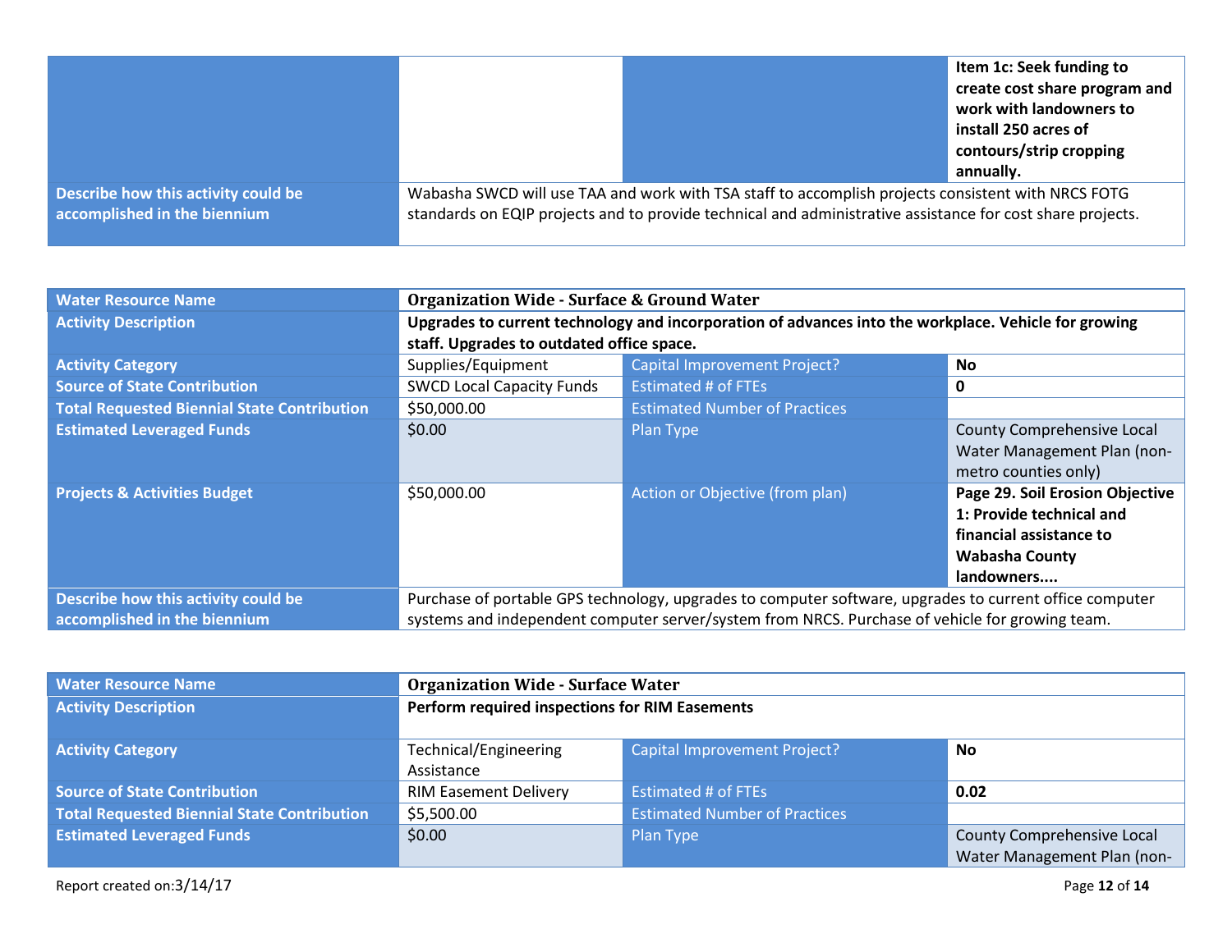| | | | |
|---|---|---|---|
| | | | **Item 1c: Seek funding to create cost share program and work with landowners to install 250 acres of contours/strip cropping annually.** |
| **Describe how this activity could be accomplished in the biennium** | Wabasha SWCD will use TAA and work with TSA staff to accomplish projects consistent with NRCS FOTG standards on EQIP projects and to provide technical and administrative assistance for cost share projects. | | |

| **Water Resource Name** | **Organization Wide - Surface & Ground Water** | | |
|---|---|---|---|
| **Activity Description** | **Upgrades to current technology and incorporation of advances into the workplace. Vehicle for growing staff. Upgrades to outdated office space.** | | |
| **Activity Category** | Supplies/Equipment | Capital Improvement Project? | **No** |
| **Source of State Contribution** | SWCD Local Capacity Funds | Estimated # of FTEs | **0** |
| **Total Requested Biennial State Contribution** | $50,000.00 | Estimated Number of Practices | |
| **Estimated Leveraged Funds** | $0.00 | Plan Type | County Comprehensive Local Water Management Plan (non-metro counties only) |
| **Projects & Activities Budget** | $50,000.00 | Action or Objective (from plan) | **Page 29. Soil Erosion Objective 1: Provide technical and financial assistance to Wabasha County landowners....** |
| **Describe how this activity could be accomplished in the biennium** | Purchase of portable GPS technology, upgrades to computer software, upgrades to current office computer systems and independent computer server/system from NRCS. Purchase of vehicle for growing team. | | |

| **Water Resource Name** | **Organization Wide - Surface Water** | | |
|---|---|---|---|
| **Activity Description** | **Perform required inspections for RIM Easements** | | |
| **Activity Category** | Technical/Engineering Assistance | Capital Improvement Project? | **No** |
| **Source of State Contribution** | RIM Easement Delivery | Estimated # of FTEs | **0.02** |
| **Total Requested Biennial State Contribution** | $5,500.00 | Estimated Number of Practices | |
| **Estimated Leveraged Funds** | $0.00 | Plan Type | County Comprehensive Local Water Management Plan (non- |

Report created on:3/14/17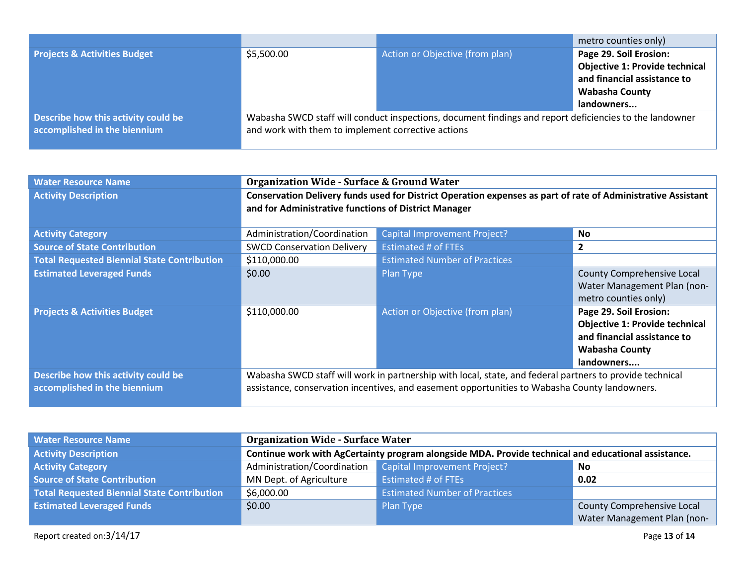| | | | metro counties only) |
|---|---|---|---|
| **Projects & Activities Budget** | $5,500.00 | Action or Objective (from plan) | **Page 29. Soil Erosion: Objective 1: Provide technical and financial assistance to Wabasha County landowners...** |
| **Describe how this activity could be accomplished in the biennium** | Wabasha SWCD staff will conduct inspections, document findings and report deficiencies to the landowner and work with them to implement corrective actions | | |

| **Water Resource Name** | **Organization Wide - Surface & Ground Water** | | |
|---|---|---|---|
| **Activity Description** | **Conservation Delivery funds used for District Operation expenses as part of rate of Administrative Assistant and for Administrative functions of District Manager** | | |
| **Activity Category** | Administration/Coordination | Capital Improvement Project? | **No** |
| **Source of State Contribution** | SWCD Conservation Delivery | Estimated # of FTEs | **2** |
| **Total Requested Biennial State Contribution** | $110,000.00 | Estimated Number of Practices | |
| **Estimated Leveraged Funds** | $0.00 | Plan Type | County Comprehensive Local Water Management Plan (non-metro counties only) |
| **Projects & Activities Budget** | $110,000.00 | Action or Objective (from plan) | **Page 29. Soil Erosion: Objective 1: Provide technical and financial assistance to Wabasha County landowners....** |
| **Describe how this activity could be accomplished in the biennium** | Wabasha SWCD staff will work in partnership with local, state, and federal partners to provide technical assistance, conservation incentives, and easement opportunities to Wabasha County landowners. | | |

| **Water Resource Name** | **Organization Wide - Surface Water** | | |
|---|---|---|---|
| **Activity Description** | **Continue work with AgCertainty program alongside MDA. Provide technical and educational assistance.** | | |
| **Activity Category** | Administration/Coordination | Capital Improvement Project? | **No** |
| **Source of State Contribution** | MN Dept. of Agriculture | Estimated # of FTEs | **0.02** |
| **Total Requested Biennial State Contribution** | $6,000.00 | Estimated Number of Practices | |
| **Estimated Leveraged Funds** | $0.00 | Plan Type | County Comprehensive Local Water Management Plan (non- |

Report created on:3/14/17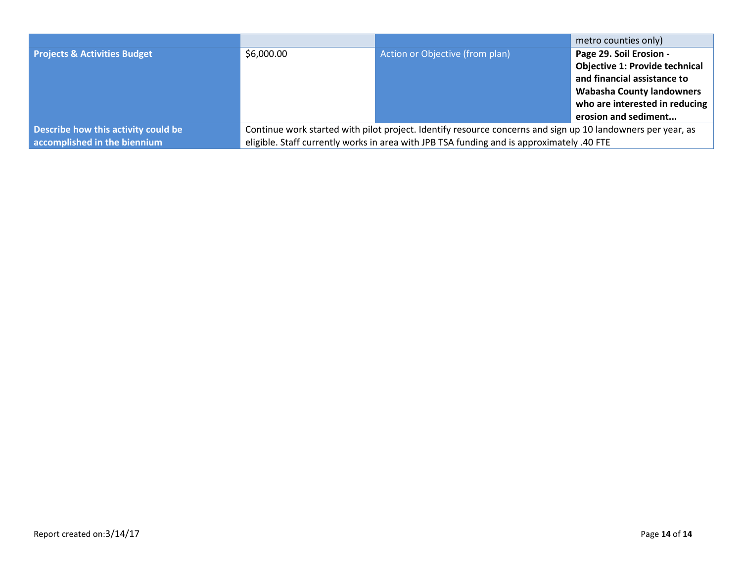| | | | |
|---|---|---|---|
| | | | metro counties only) |
| **Projects & Activities Budget** | $6,000.00 | Action or Objective (from plan) | **Page 29. Soil Erosion - Objective 1: Provide technical and financial assistance to Wabasha County landowners who are interested in reducing erosion and sediment...** |
| **Describe how this activity could be accomplished in the biennium** | Continue work started with pilot project. Identify resource concerns and sign up 10 landowners per year, as eligible. Staff currently works in area with JPB TSA funding and is approximately .40 FTE | | |

Report created on:3/14/17